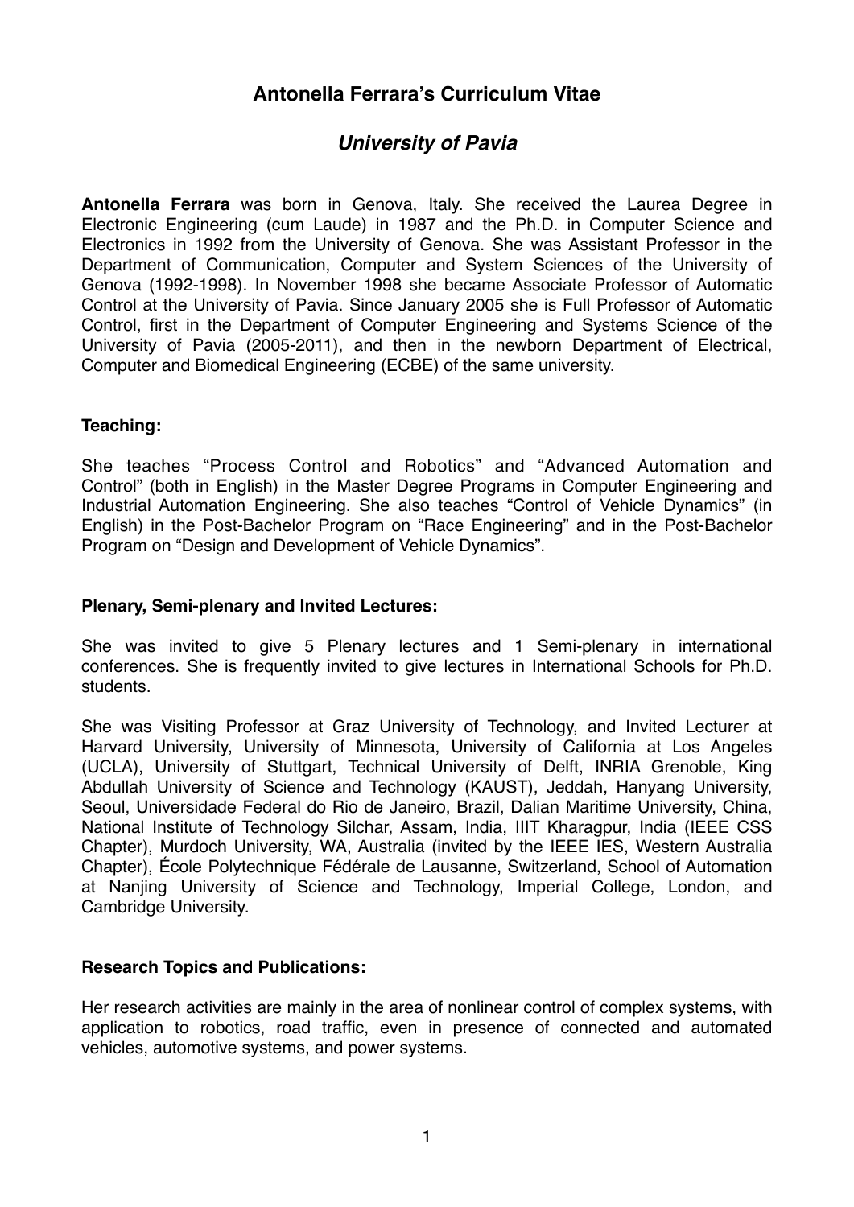# Antonella Ferrara's Curriculum Vitae

## *University of Pavia*

**Antonella Ferrara** was born in Genova, Italy. She received the Laurea Degree in Electronic Engineering (cum Laude) in 1987 and the Ph.D. in Computer Science and Electronics in 1992 from the University of Genova. She was Assistant Professor in the Department of Communication, Computer and System Sciences of the University of Genova (1992-1998). In November 1998 she became Associate Professor of Automatic Control at the University of Pavia. Since January 2005 she is Full Professor of Automatic Control, first in the Department of Computer Engineering and Systems Science of the University of Pavia (2005-2011), and then in the newborn Department of Electrical, Computer and Biomedical Engineering (ECBE) of the same university.

### Teaching:

She teaches "Process Control and Robotics" and "Advanced Automation and Control" (both in English) in the Master Degree Programs in Computer Engineering and Industrial Automation Engineering. She also teaches "Control of Vehicle Dynamics" (in English) in the Post-Bachelor Program on "Race Engineering" and in the Post-Bachelor Program on "Design and Development of Vehicle Dynamics".

### Plenary, Semi-plenary and Invited Lectures:

She was invited to give 5 Plenary lectures and 1 Semi-plenary in international conferences. She is frequently invited to give lectures in International Schools for Ph.D. students.

She was Visiting Professor at Graz University of Technology, and Invited Lecturer at Harvard University, University of Minnesota, University of California at Los Angeles (UCLA), University of Stuttgart, Technical University of Delft, INRIA Grenoble, King Abdullah University of Science and Technology (KAUST), Jeddah, Hanyang University, Seoul, Universidade Federal do Rio de Janeiro, Brazil, Dalian Maritime University, China, National Institute of Technology Silchar, Assam, India, IIIT Kharagpur, India (IEEE CSS Chapter), Murdoch University, WA, Australia (invited by the IEEE IES, Western Australia Chapter), École Polytechnique Fédérale de Lausanne, Switzerland, School of Automation at Nanjing University of Science and Technology, Imperial College, London, and Cambridge University.

### Research Topics and Publications:

Her research activities are mainly in the area of nonlinear control of complex systems, with application to robotics, road traffic, even in presence of connected and automated vehicles, automotive systems, and power systems.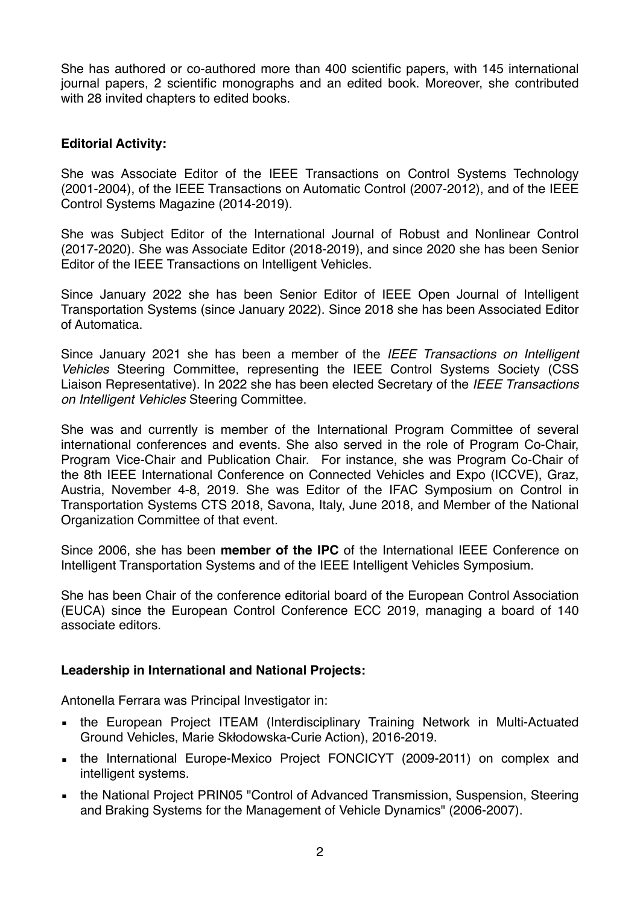She has authored or co-authored more than 400 scientific papers, with 145 international journal papers, 2 scientific monographs and an edited book. Moreover, she contributed with 28 invited chapters to edited books.

**Editorial Activity:**

She was Associate Editor of the IEEE Transactions on Control Systems Technology (2001-2004), of the IEEE Transactions on Automatic Control (2007-2012), and of the IEEE Control Systems Magazine (2014-2019).

She was Subject Editor of the International Journal of Robust and Nonlinear Control (2017-2020). She was Associate Editor (2018-2019), and since 2020 she has been Senior Editor of the IEEE Transactions on Intelligent Vehicles.

Since January 2022 she has been Senior Editor of IEEE Open Journal of Intelligent Transportation Systems (since January 2022). Since 2018 she has been Associated Editor of Automatica.

Since January 2021 she has been a member of the *IEEE Transactions on Intelligent Vehicles* Steering Committee, representing the IEEE Control Systems Society (CSS Liaison Representative). In 2022 she has been elected Secretary of the *IEEE Transactions on Intelligent Vehicles* Steering Committee.

She was and currently is member of the International Program Committee of several international conferences and events. She also served in the role of Program Co-Chair, Program Vice-Chair and Publication Chair. For instance, she was Program Co-Chair of the 8th IEEE International Conference on Connected Vehicles and Expo (ICCVE), Graz, Austria, November 4-8, 2019. She was Editor of the IFAC Symposium on Control in Transportation Systems CTS 2018, Savona, Italy, June 2018, and Member of the National Organization Committee of that event.

Since 2006, she has been **member of the IPC** of the International IEEE Conference on Intelligent Transportation Systems and of the IEEE Intelligent Vehicles Symposium.

She has been Chair of the conference editorial board of the European Control Association (EUCA) since the European Control Conference ECC 2019, managing a board of 140 associate editors.

**Leadership in International and National Projects:**

Antonella Ferrara was Principal Investigator in:

- the European Project ITEAM (Interdisciplinary Training Network in Multi-Actuated Ground Vehicles, Marie Skłodowska-Curie Action), 2016-2019.
- the International Europe-Mexico Project FONCICYT (2009-2011) on complex and intelligent systems.
- the National Project PRIN05 "Control of Advanced Transmission, Suspension, Steering and Braking Systems for the Management of Vehicle Dynamics" (2006-2007).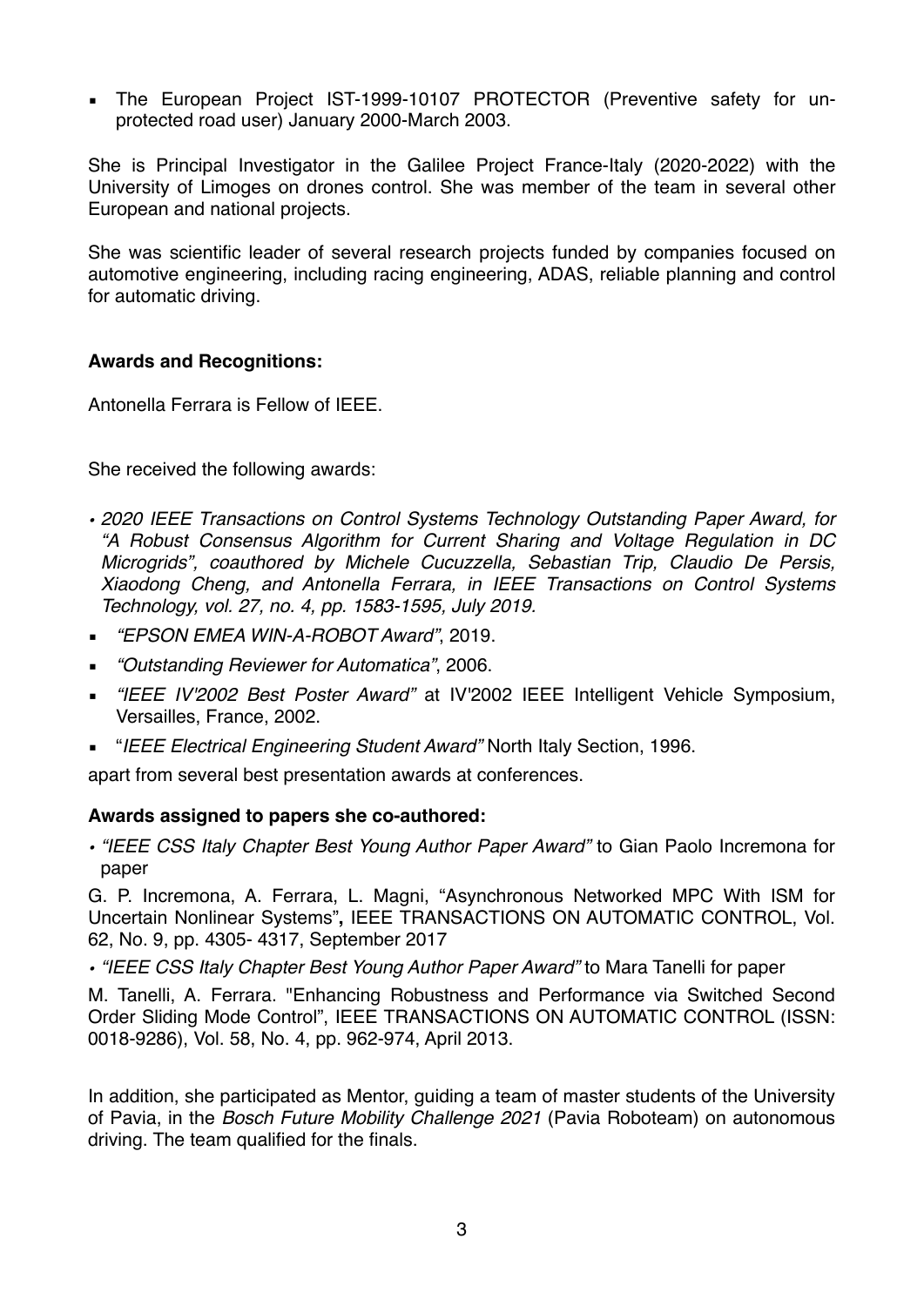- The European Project IST-1999-10107 PROTECTOR (Preventive safety for unprotected road user) January 2000-March 2003.

She is Principal Investigator in the Galilee Project France-Italy (2020-2022) with the University of Limoges on drones control. She was member of the team in several other European and national projects.

She was scientific leader of several research projects funded by companies focused on automotive engineering, including racing engineering, ADAS, reliable planning and control for automatic driving.

**Awards and Recognitions:**

Antonella Ferrara is Fellow of IEEE.

She received the following awards:

- *2020 IEEE Transactions on Control Systems Technology Outstanding Paper Award, for "A Robust Consensus Algorithm for Current Sharing and Voltage Regulation in DC Microgrids", coauthored by Michele Cucuzzella, Sebastian Trip, Claudio De Persis, Xiaodong Cheng, and Antonella Ferrara, in IEEE Transactions on Control Systems Technology, vol. 27, no. 4, pp. 1583-1595, July 2019.*
- *"EPSON EMEA WIN-A-ROBOT Award"*, 2019.
- *"Outstanding Reviewer for Automatica"*, 2006.
- *"IEEE IV'2002 Best Poster Award"* at IV'2002 IEEE Intelligent Vehicle Symposium, Versailles, France, 2002.
- "*IEEE Electrical Engineering Student Award"* North Italy Section, 1996.

apart from several best presentation awards at conferences.

**Awards assigned to papers she co-authored:**

- *"IEEE CSS Italy Chapter Best Young Author Paper Award"* to Gian Paolo Incremona for paper

G. P. Incremona, A. Ferrara, L. Magni, "Asynchronous Networked MPC With ISM for Uncertain Nonlinear Systems"**,** IEEE TRANSACTIONS ON AUTOMATIC CONTROL, Vol. 62, No. 9, pp. 4305- 4317, September 2017

- *"IEEE CSS Italy Chapter Best Young Author Paper Award"* to Mara Tanelli for paper

M. Tanelli, A. Ferrara. "Enhancing Robustness and Performance via Switched Second Order Sliding Mode Control", IEEE TRANSACTIONS ON AUTOMATIC CONTROL (ISSN: 0018-9286), Vol. 58, No. 4, pp. 962-974, April 2013.

In addition, she participated as Mentor, guiding a team of master students of the University of Pavia, in the *Bosch Future Mobility Challenge 2021* (Pavia Roboteam) on autonomous driving. The team qualified for the finals.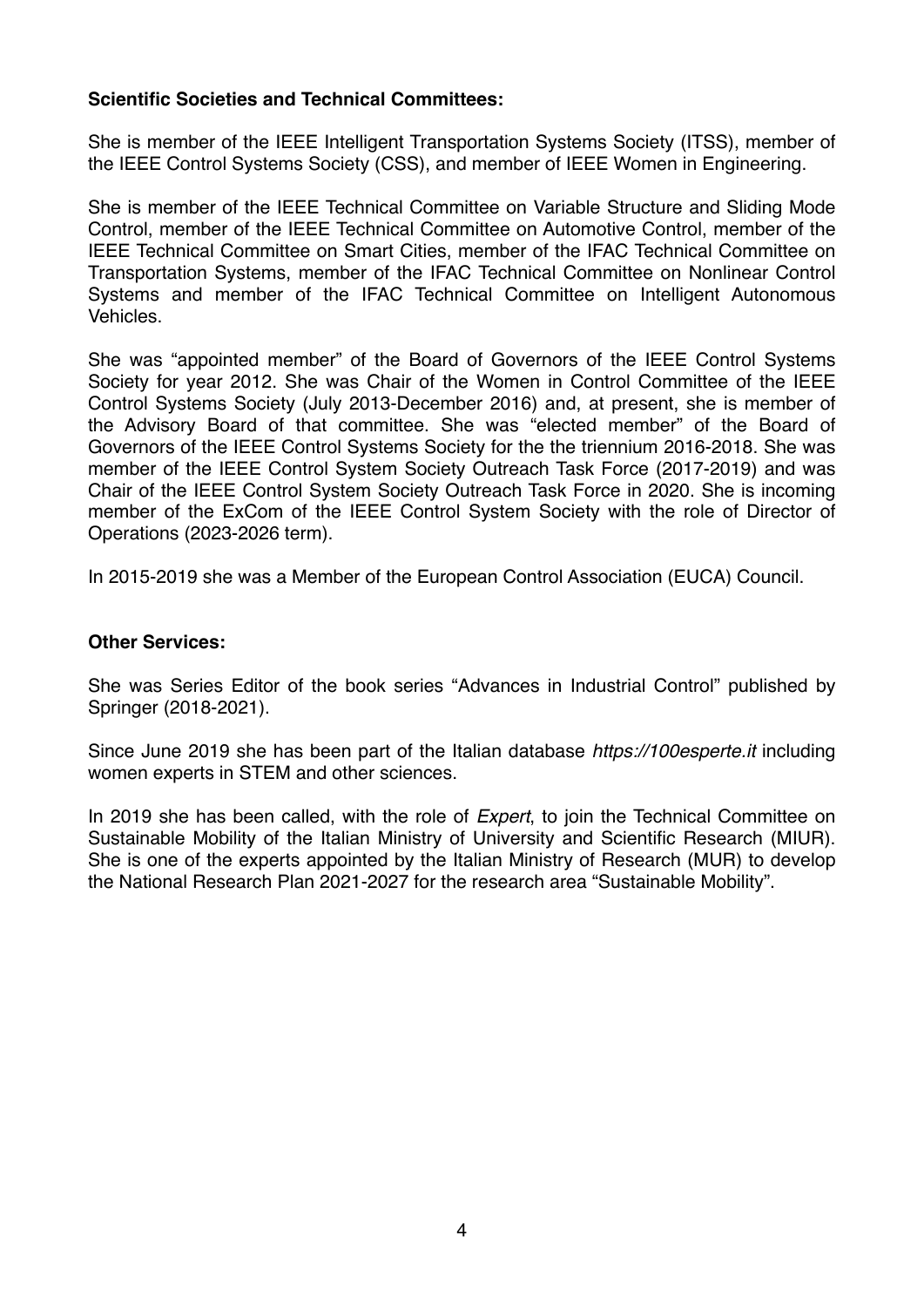**Scientific Societies and Technical Committees:**

She is member of the IEEE Intelligent Transportation Systems Society (ITSS), member of the IEEE Control Systems Society (CSS), and member of IEEE Women in Engineering.

She is member of the IEEE Technical Committee on Variable Structure and Sliding Mode Control, member of the IEEE Technical Committee on Automotive Control, member of the IEEE Technical Committee on Smart Cities, member of the IFAC Technical Committee on Transportation Systems, member of the IFAC Technical Committee on Nonlinear Control Systems and member of the IFAC Technical Committee on Intelligent Autonomous Vehicles.

She was "appointed member" of the Board of Governors of the IEEE Control Systems Society for year 2012. She was Chair of the Women in Control Committee of the IEEE Control Systems Society (July 2013-December 2016) and, at present, she is member of the Advisory Board of that committee. She was "elected member" of the Board of Governors of the IEEE Control Systems Society for the the triennium 2016-2018. She was member of the IEEE Control System Society Outreach Task Force (2017-2019) and was Chair of the IEEE Control System Society Outreach Task Force in 2020. She is incoming member of the ExCom of the IEEE Control System Society with the role of Director of Operations (2023-2026 term).

In 2015-2019 she was a Member of the European Control Association (EUCA) Council.

**Other Services:**

She was Series Editor of the book series "Advances in Industrial Control" published by Springer (2018-2021).

Since June 2019 she has been part of the Italian database *https://100esperte.it* including women experts in STEM and other sciences.

In 2019 she has been called, with the role of *Expert*, to join the Technical Committee on Sustainable Mobility of the Italian Ministry of University and Scientific Research (MIUR). She is one of the experts appointed by the Italian Ministry of Research (MUR) to develop the National Research Plan 2021-2027 for the research area "Sustainable Mobility".